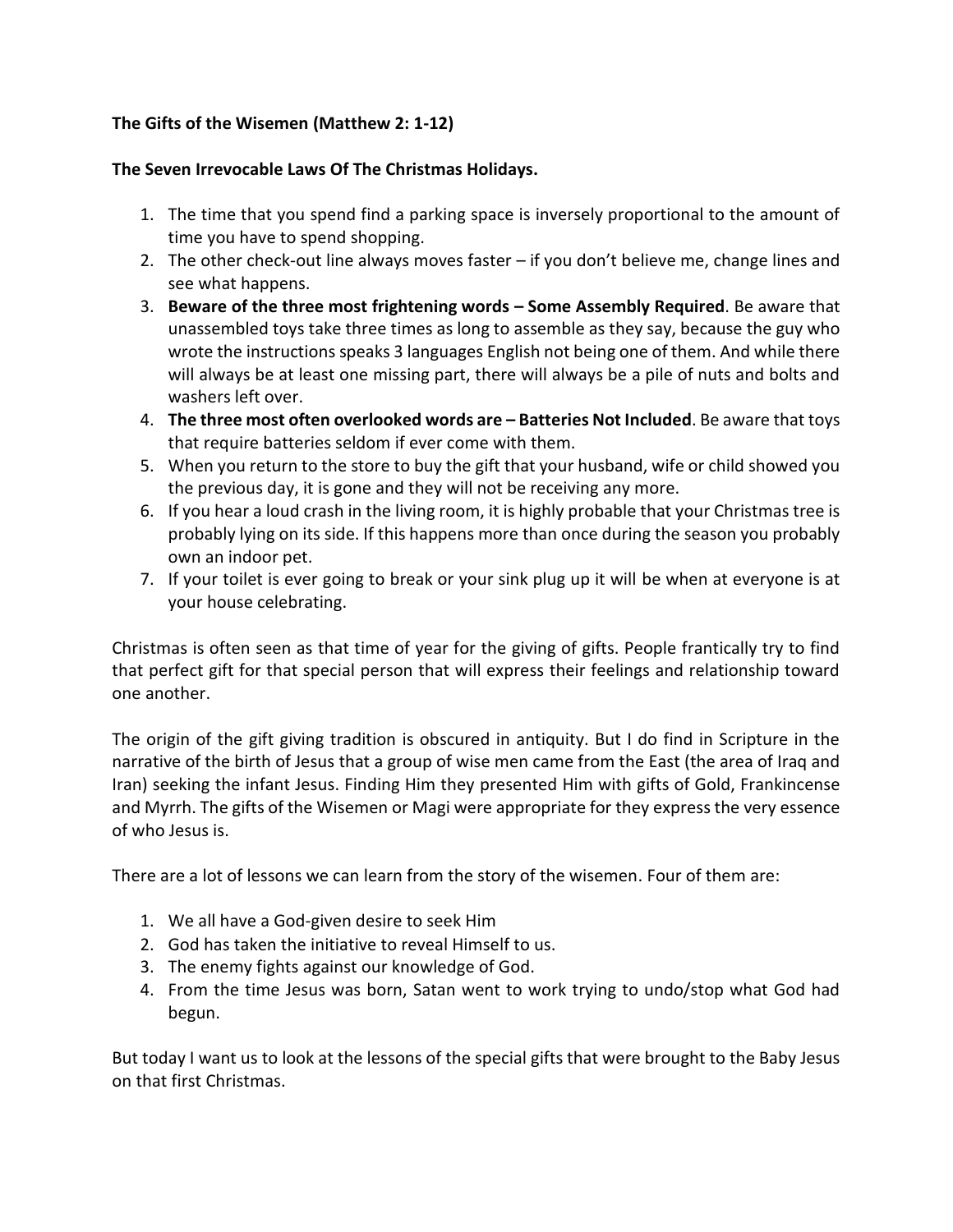**The Gifts of the Wisemen (Matthew 2: 1-12)**

**The Seven Irrevocable Laws Of The Christmas Holidays.**

1. The time that you spend find a parking space is inversely proportional to the amount of time you have to spend shopping.
2. The other check-out line always moves faster – if you don't believe me, change lines and see what happens.
3. **Beware of the three most frightening words – Some Assembly Required**. Be aware that unassembled toys take three times as long to assemble as they say, because the guy who wrote the instructions speaks 3 languages English not being one of them. And while there will always be at least one missing part, there will always be a pile of nuts and bolts and washers left over.
4. **The three most often overlooked words are – Batteries Not Included**. Be aware that toys that require batteries seldom if ever come with them.
5. When you return to the store to buy the gift that your husband, wife or child showed you the previous day, it is gone and they will not be receiving any more.
6. If you hear a loud crash in the living room, it is highly probable that your Christmas tree is probably lying on its side. If this happens more than once during the season you probably own an indoor pet.
7. If your toilet is ever going to break or your sink plug up it will be when at everyone is at your house celebrating.

Christmas is often seen as that time of year for the giving of gifts. People frantically try to find that perfect gift for that special person that will express their feelings and relationship toward one another.

The origin of the gift giving tradition is obscured in antiquity. But I do find in Scripture in the narrative of the birth of Jesus that a group of wise men came from the East (the area of Iraq and Iran) seeking the infant Jesus. Finding Him they presented Him with gifts of Gold, Frankincense and Myrrh. The gifts of the Wisemen or Magi were appropriate for they express the very essence of who Jesus is.

There are a lot of lessons we can learn from the story of the wisemen. Four of them are:

1. We all have a God-given desire to seek Him
2. God has taken the initiative to reveal Himself to us.
3. The enemy fights against our knowledge of God.
4. From the time Jesus was born, Satan went to work trying to undo/stop what God had begun.

But today I want us to look at the lessons of the special gifts that were brought to the Baby Jesus on that first Christmas.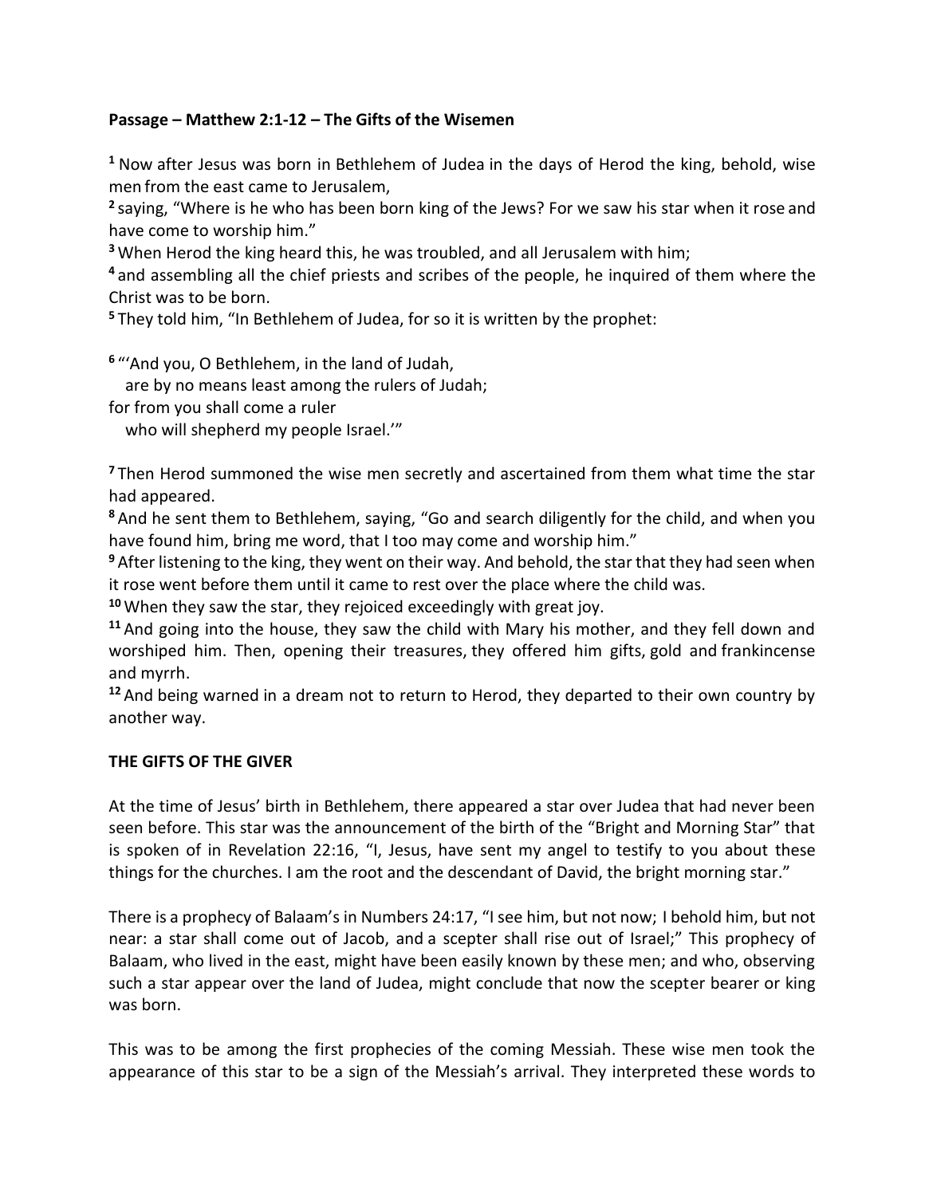**Passage – Matthew 2:1-12 – The Gifts of the Wisemen**

**1** Now after Jesus was born in Bethlehem of Judea in the days of Herod the king, behold, wise men from the east came to Jerusalem,

**2** saying, "Where is he who has been born king of the Jews? For we saw his star when it rose and have come to worship him."

**3** When Herod the king heard this, he was troubled, and all Jerusalem with him;

**4** and assembling all the chief priests and scribes of the people, he inquired of them where the Christ was to be born.

**5** They told him, "In Bethlehem of Judea, for so it is written by the prophet:

**6** "'And you, O Bethlehem, in the land of Judah,
are by no means least among the rulers of Judah;
for from you shall come a ruler
who will shepherd my people Israel.'"

**7** Then Herod summoned the wise men secretly and ascertained from them what time the star had appeared.

**8** And he sent them to Bethlehem, saying, "Go and search diligently for the child, and when you have found him, bring me word, that I too may come and worship him."

**9** After listening to the king, they went on their way. And behold, the star that they had seen when it rose went before them until it came to rest over the place where the child was.

**10** When they saw the star, they rejoiced exceedingly with great joy.

**11** And going into the house, they saw the child with Mary his mother, and they fell down and worshiped him. Then, opening their treasures, they offered him gifts, gold and frankincense and myrrh.

**12** And being warned in a dream not to return to Herod, they departed to their own country by another way.

**THE GIFTS OF THE GIVER**

At the time of Jesus' birth in Bethlehem, there appeared a star over Judea that had never been seen before. This star was the announcement of the birth of the "Bright and Morning Star" that is spoken of in Revelation 22:16, "I, Jesus, have sent my angel to testify to you about these things for the churches. I am the root and the descendant of David, the bright morning star."

There is a prophecy of Balaam's in Numbers 24:17, "I see him, but not now; I behold him, but not near: a star shall come out of Jacob, and a scepter shall rise out of Israel;" This prophecy of Balaam, who lived in the east, might have been easily known by these men; and who, observing such a star appear over the land of Judea, might conclude that now the scepter bearer or king was born.

This was to be among the first prophecies of the coming Messiah. These wise men took the appearance of this star to be a sign of the Messiah's arrival. They interpreted these words to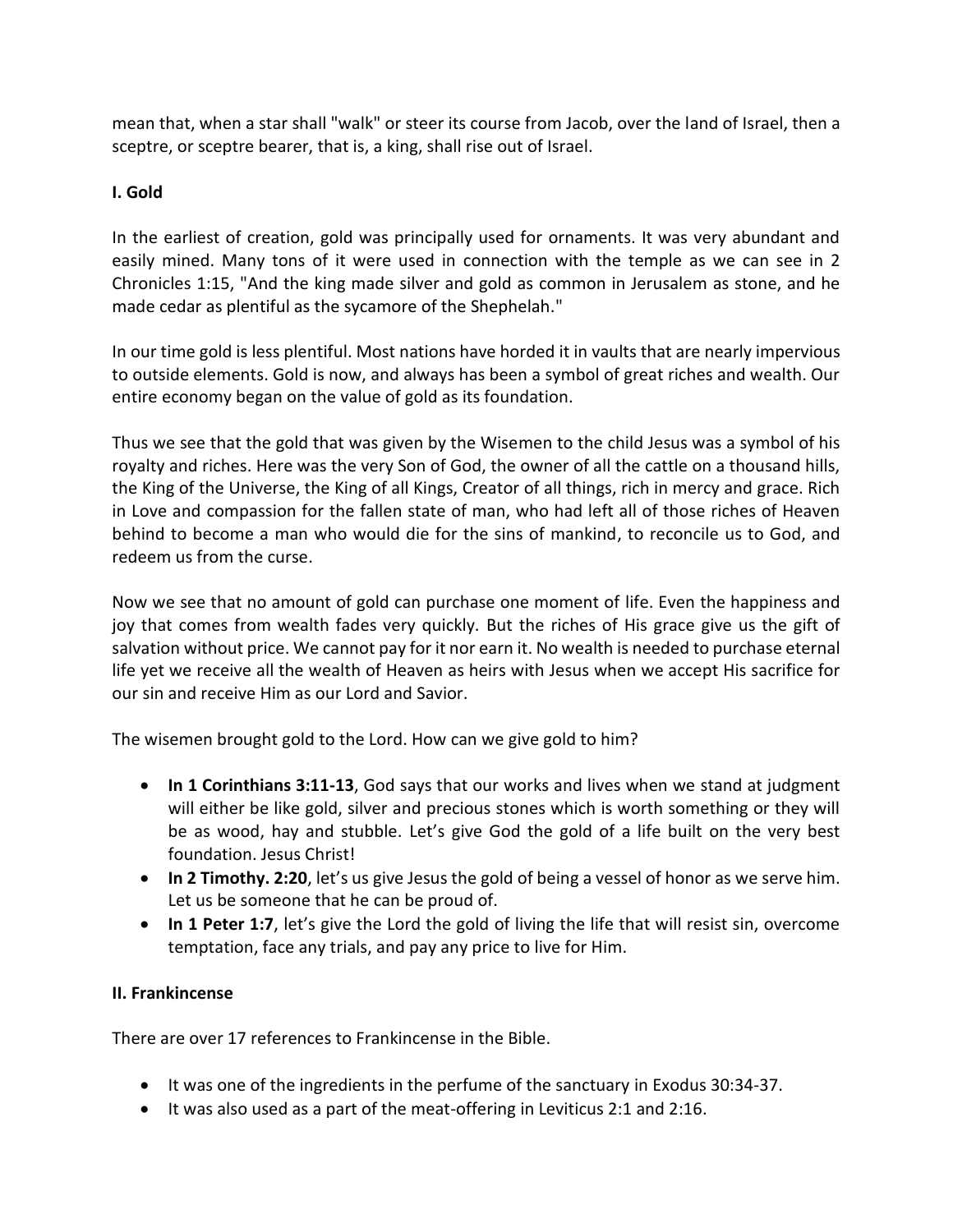mean that, when a star shall "walk" or steer its course from Jacob, over the land of Israel, then a sceptre, or sceptre bearer, that is, a king, shall rise out of Israel.

**I. Gold**

In the earliest of creation, gold was principally used for ornaments. It was very abundant and easily mined. Many tons of it were used in connection with the temple as we can see in 2 Chronicles 1:15, "And the king made silver and gold as common in Jerusalem as stone, and he made cedar as plentiful as the sycamore of the Shephelah."

In our time gold is less plentiful. Most nations have horded it in vaults that are nearly impervious to outside elements. Gold is now, and always has been a symbol of great riches and wealth. Our entire economy began on the value of gold as its foundation.

Thus we see that the gold that was given by the Wisemen to the child Jesus was a symbol of his royalty and riches. Here was the very Son of God, the owner of all the cattle on a thousand hills, the King of the Universe, the King of all Kings, Creator of all things, rich in mercy and grace. Rich in Love and compassion for the fallen state of man, who had left all of those riches of Heaven behind to become a man who would die for the sins of mankind, to reconcile us to God, and redeem us from the curse.

Now we see that no amount of gold can purchase one moment of life. Even the happiness and joy that comes from wealth fades very quickly. But the riches of His grace give us the gift of salvation without price. We cannot pay for it nor earn it. No wealth is needed to purchase eternal life yet we receive all the wealth of Heaven as heirs with Jesus when we accept His sacrifice for our sin and receive Him as our Lord and Savior.

The wisemen brought gold to the Lord. How can we give gold to him?

- **In 1 Corinthians 3:11-13**, God says that our works and lives when we stand at judgment will either be like gold, silver and precious stones which is worth something or they will be as wood, hay and stubble. Let's give God the gold of a life built on the very best foundation. Jesus Christ!
- **In 2 Timothy. 2:20**, let's us give Jesus the gold of being a vessel of honor as we serve him. Let us be someone that he can be proud of.
- **In 1 Peter 1:7**, let's give the Lord the gold of living the life that will resist sin, overcome temptation, face any trials, and pay any price to live for Him.

**II. Frankincense**

There are over 17 references to Frankincense in the Bible.

- It was one of the ingredients in the perfume of the sanctuary in Exodus 30:34-37.
- It was also used as a part of the meat-offering in Leviticus 2:1 and 2:16.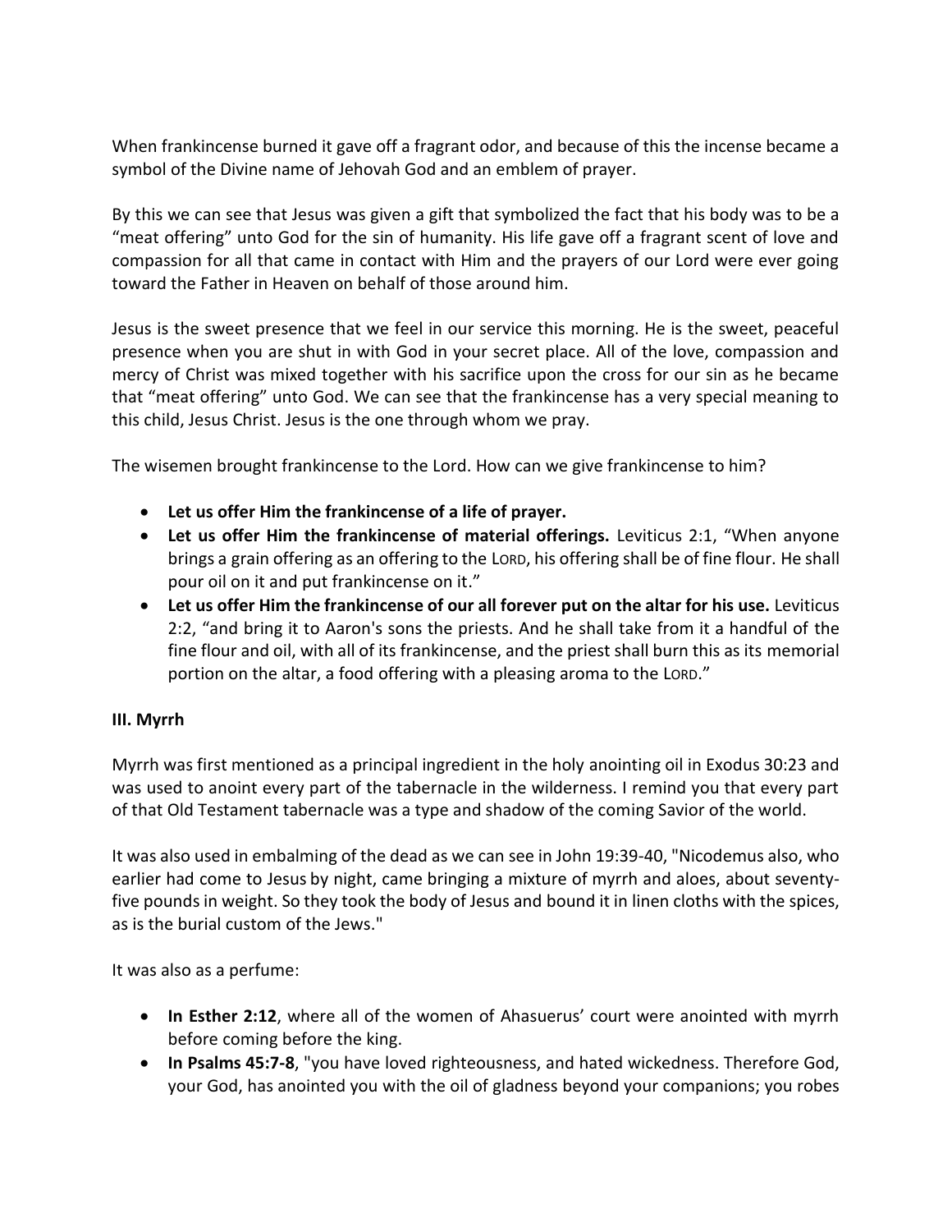When frankincense burned it gave off a fragrant odor, and because of this the incense became a symbol of the Divine name of Jehovah God and an emblem of prayer.

By this we can see that Jesus was given a gift that symbolized the fact that his body was to be a "meat offering" unto God for the sin of humanity. His life gave off a fragrant scent of love and compassion for all that came in contact with Him and the prayers of our Lord were ever going toward the Father in Heaven on behalf of those around him.

Jesus is the sweet presence that we feel in our service this morning. He is the sweet, peaceful presence when you are shut in with God in your secret place. All of the love, compassion and mercy of Christ was mixed together with his sacrifice upon the cross for our sin as he became that "meat offering" unto God. We can see that the frankincense has a very special meaning to this child, Jesus Christ. Jesus is the one through whom we pray.

The wisemen brought frankincense to the Lord. How can we give frankincense to him?

- **Let us offer Him the frankincense of a life of prayer.**
- **Let us offer Him the frankincense of material offerings.** Leviticus 2:1, "When anyone brings a grain offering as an offering to the LORD, his offering shall be of fine flour. He shall pour oil on it and put frankincense on it."
- **Let us offer Him the frankincense of our all forever put on the altar for his use.** Leviticus 2:2, "and bring it to Aaron's sons the priests. And he shall take from it a handful of the fine flour and oil, with all of its frankincense, and the priest shall burn this as its memorial portion on the altar, a food offering with a pleasing aroma to the LORD."

### III. Myrrh

Myrrh was first mentioned as a principal ingredient in the holy anointing oil in Exodus 30:23 and was used to anoint every part of the tabernacle in the wilderness. I remind you that every part of that Old Testament tabernacle was a type and shadow of the coming Savior of the world.

It was also used in embalming of the dead as we can see in John 19:39-40, "Nicodemus also, who earlier had come to Jesus by night, came bringing a mixture of myrrh and aloes, about seventy-five pounds in weight. So they took the body of Jesus and bound it in linen cloths with the spices, as is the burial custom of the Jews."

It was also as a perfume:

- **In Esther 2:12**, where all of the women of Ahasuerus' court were anointed with myrrh before coming before the king.
- **In Psalms 45:7-8**, "you have loved righteousness, and hated wickedness. Therefore God, your God, has anointed you with the oil of gladness beyond your companions; you robes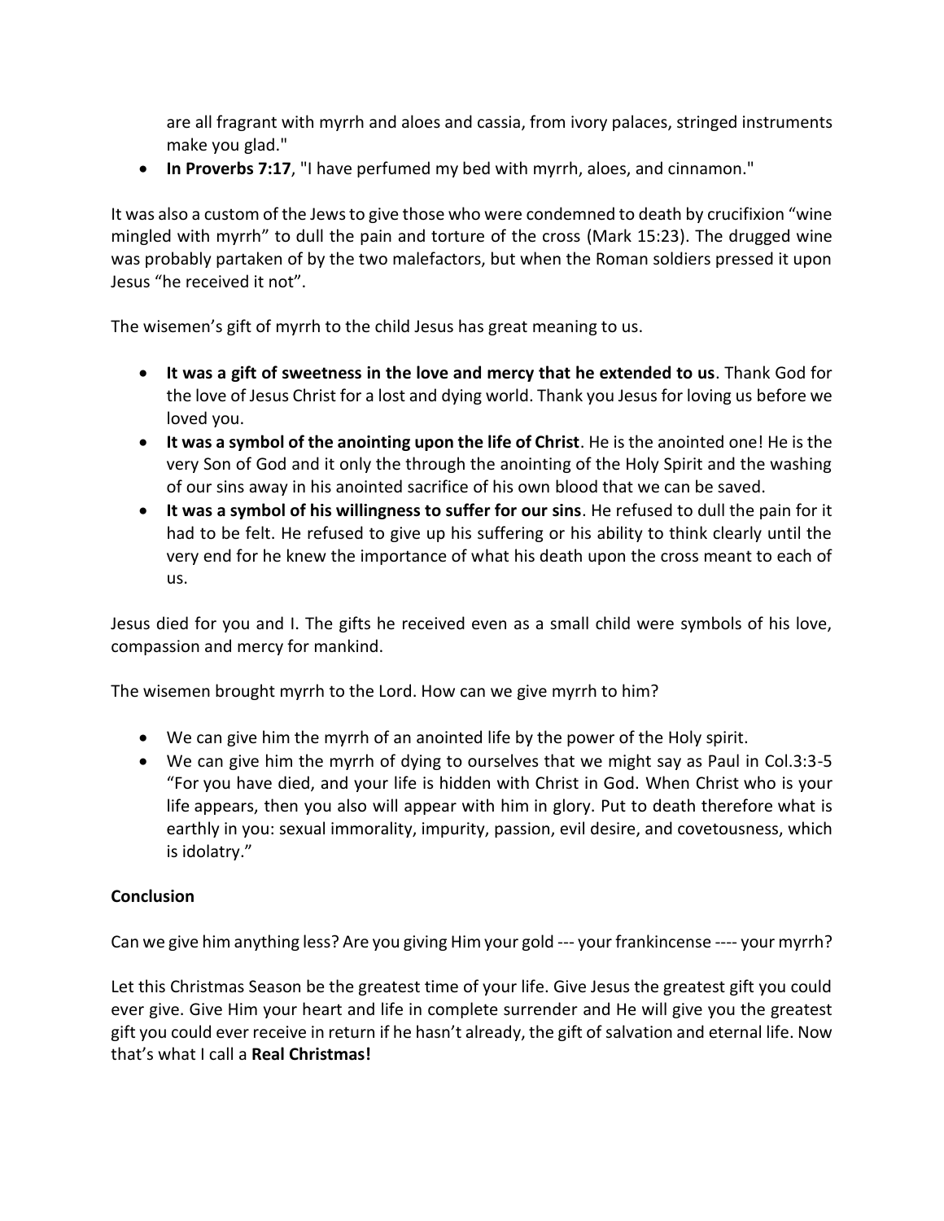are all fragrant with myrrh and aloes and cassia, from ivory palaces, stringed instruments make you glad."

- **In Proverbs 7:17**, "I have perfumed my bed with myrrh, aloes, and cinnamon."

It was also a custom of the Jews to give those who were condemned to death by crucifixion "wine mingled with myrrh" to dull the pain and torture of the cross (Mark 15:23). The drugged wine was probably partaken of by the two malefactors, but when the Roman soldiers pressed it upon Jesus "he received it not".

The wisemen's gift of myrrh to the child Jesus has great meaning to us.

- **It was a gift of sweetness in the love and mercy that he extended to us**. Thank God for the love of Jesus Christ for a lost and dying world. Thank you Jesus for loving us before we loved you.
- **It was a symbol of the anointing upon the life of Christ**. He is the anointed one! He is the very Son of God and it only the through the anointing of the Holy Spirit and the washing of our sins away in his anointed sacrifice of his own blood that we can be saved.
- **It was a symbol of his willingness to suffer for our sins**. He refused to dull the pain for it had to be felt. He refused to give up his suffering or his ability to think clearly until the very end for he knew the importance of what his death upon the cross meant to each of us.

Jesus died for you and I. The gifts he received even as a small child were symbols of his love, compassion and mercy for mankind.

The wisemen brought myrrh to the Lord. How can we give myrrh to him?

- We can give him the myrrh of an anointed life by the power of the Holy spirit.
- We can give him the myrrh of dying to ourselves that we might say as Paul in Col.3:3-5 "For you have died, and your life is hidden with Christ in God. When Christ who is your life appears, then you also will appear with him in glory. Put to death therefore what is earthly in you: sexual immorality, impurity, passion, evil desire, and covetousness, which is idolatry."

**Conclusion**

Can we give him anything less? Are you giving Him your gold --- your frankincense ---- your myrrh?

Let this Christmas Season be the greatest time of your life. Give Jesus the greatest gift you could ever give. Give Him your heart and life in complete surrender and He will give you the greatest gift you could ever receive in return if he hasn't already, the gift of salvation and eternal life. Now that's what I call a **Real Christmas!**